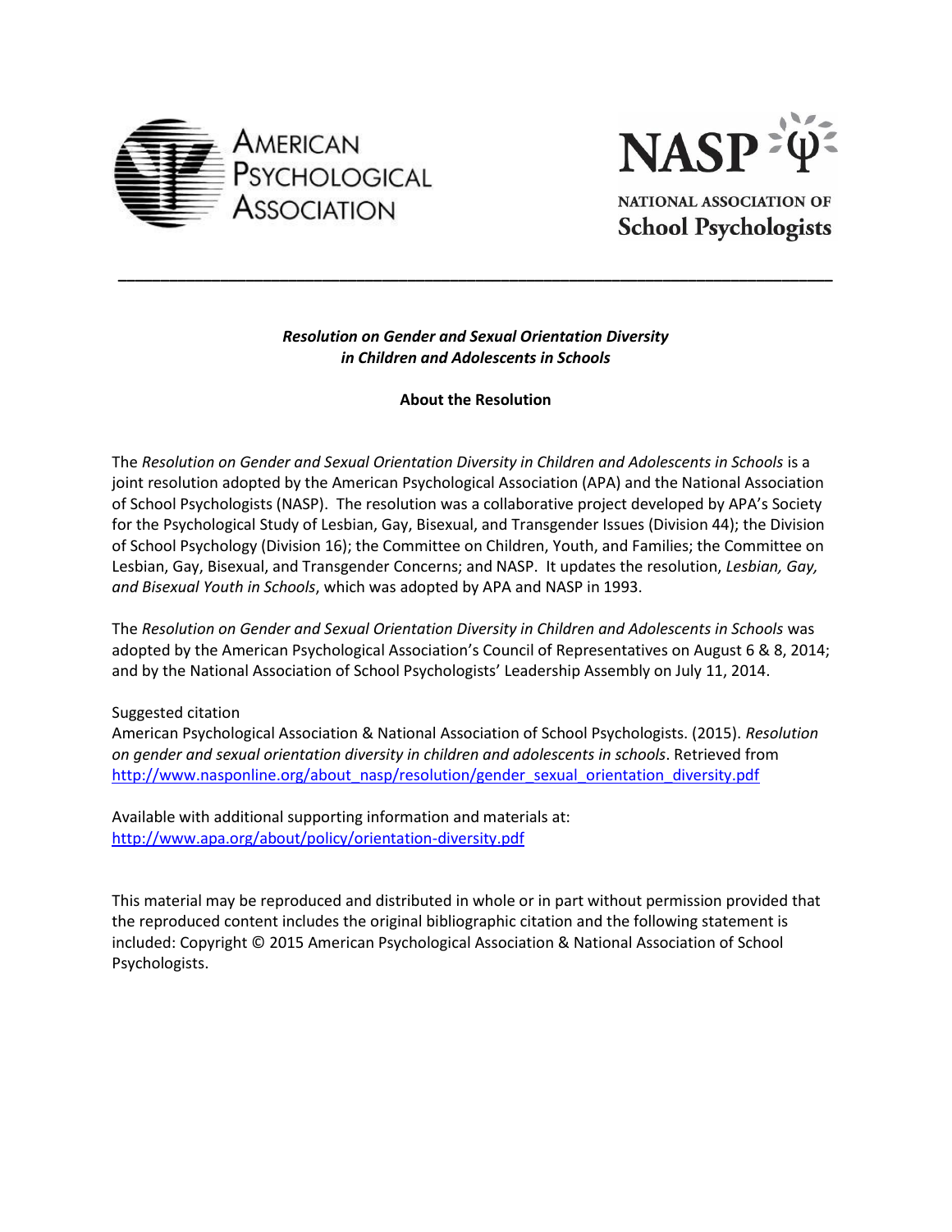AMERICAN PSYCHOLOGICAL ASSOCIATION

NASP

NATIONAL ASSOCIATION OF School Psychologists

---

***Resolution on Gender and Sexual Orientation Diversity in Children and Adolescents in Schools***

**About the Resolution**

The *Resolution on Gender and Sexual Orientation Diversity in Children and Adolescents in Schools* is a joint resolution adopted by the American Psychological Association (APA) and the National Association of School Psychologists (NASP). The resolution was a collaborative project developed by APA's Society for the Psychological Study of Lesbian, Gay, Bisexual, and Transgender Issues (Division 44); the Division of School Psychology (Division 16); the Committee on Children, Youth, and Families; the Committee on Lesbian, Gay, Bisexual, and Transgender Concerns; and NASP. It updates the resolution, *Lesbian, Gay, and Bisexual Youth in Schools*, which was adopted by APA and NASP in 1993.

The *Resolution on Gender and Sexual Orientation Diversity in Children and Adolescents in Schools* was adopted by the American Psychological Association's Council of Representatives on August 6 & 8, 2014; and by the National Association of School Psychologists' Leadership Assembly on July 11, 2014.

Suggested citation
American Psychological Association & National Association of School Psychologists. (2015). *Resolution on gender and sexual orientation diversity in children and adolescents in schools*. Retrieved from http://www.nasponline.org/about_nasp/resolution/gender_sexual_orientation_diversity.pdf

Available with additional supporting information and materials at:
http://www.apa.org/about/policy/orientation-diversity.pdf

This material may be reproduced and distributed in whole or in part without permission provided that the reproduced content includes the original bibliographic citation and the following statement is included: Copyright © 2015 American Psychological Association & National Association of School Psychologists.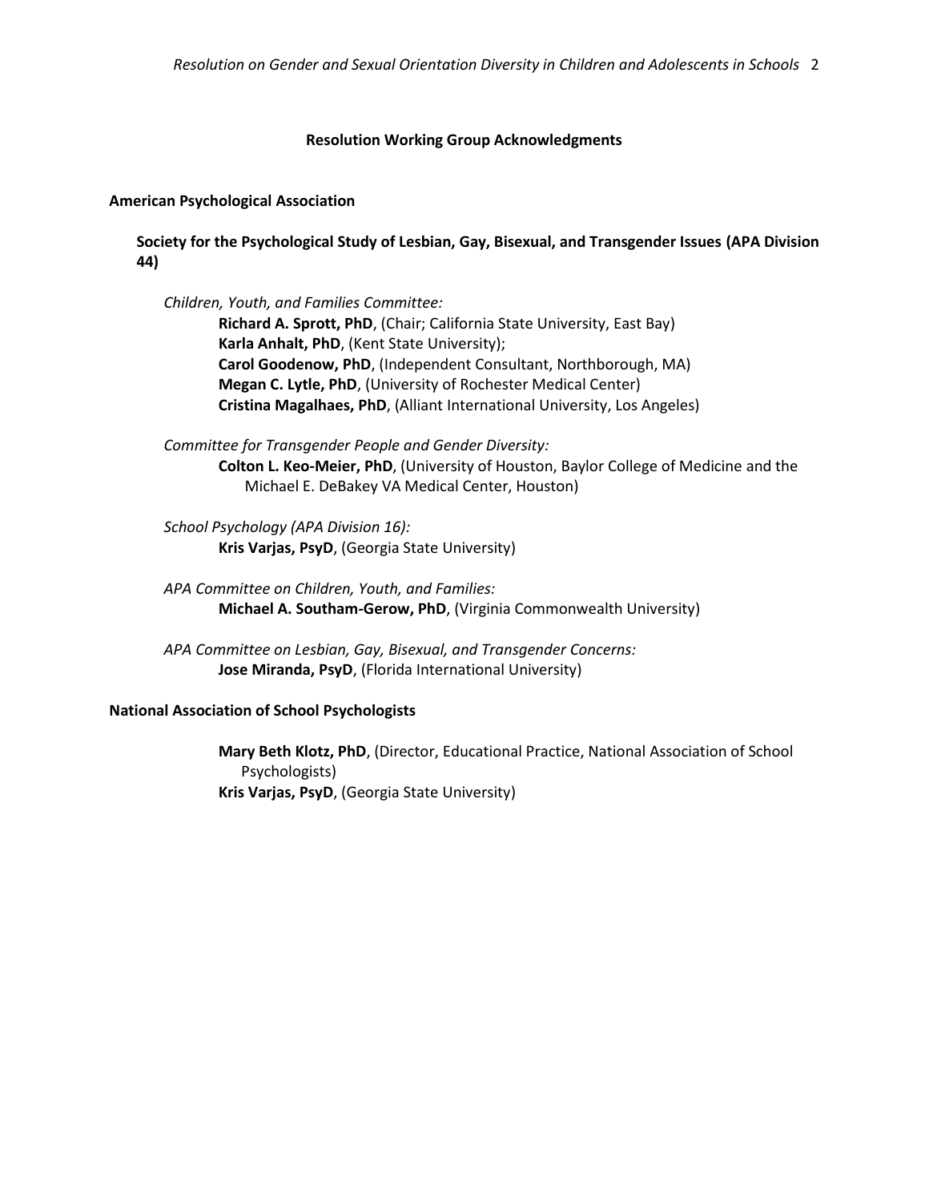## Resolution Working Group Acknowledgments

**American Psychological Association**

**Society for the Psychological Study of Lesbian, Gay, Bisexual, and Transgender Issues (APA Division 44)**

*Children, Youth, and Families Committee:*

**Richard A. Sprott, PhD**, (Chair; California State University, East Bay)
**Karla Anhalt, PhD**, (Kent State University);
**Carol Goodenow, PhD**, (Independent Consultant, Northborough, MA)
**Megan C. Lytle, PhD**, (University of Rochester Medical Center)
**Cristina Magalhaes, PhD**, (Alliant International University, Los Angeles)

*Committee for Transgender People and Gender Diversity:*

**Colton L. Keo-Meier, PhD**, (University of Houston, Baylor College of Medicine and the Michael E. DeBakey VA Medical Center, Houston)

*School Psychology (APA Division 16):*

**Kris Varjas, PsyD**, (Georgia State University)

*APA Committee on Children, Youth, and Families:*

**Michael A. Southam-Gerow, PhD**, (Virginia Commonwealth University)

*APA Committee on Lesbian, Gay, Bisexual, and Transgender Concerns:*

**Jose Miranda, PsyD**, (Florida International University)

**National Association of School Psychologists**

**Mary Beth Klotz, PhD**, (Director, Educational Practice, National Association of School Psychologists)
**Kris Varjas, PsyD**, (Georgia State University)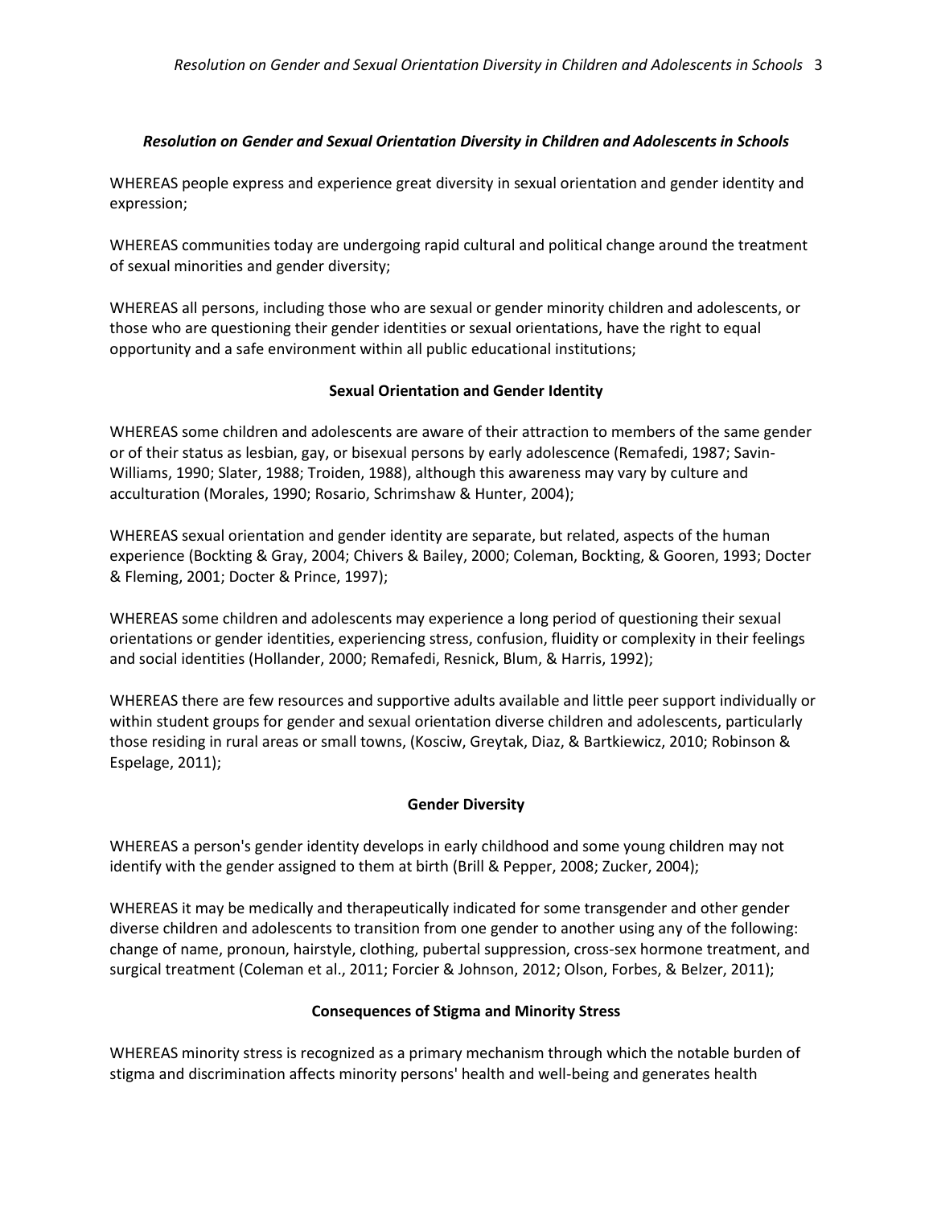***Resolution on Gender and Sexual Orientation Diversity in Children and Adolescents in Schools***

WHEREAS people express and experience great diversity in sexual orientation and gender identity and expression;

WHEREAS communities today are undergoing rapid cultural and political change around the treatment of sexual minorities and gender diversity;

WHEREAS all persons, including those who are sexual or gender minority children and adolescents, or those who are questioning their gender identities or sexual orientations, have the right to equal opportunity and a safe environment within all public educational institutions;

**Sexual Orientation and Gender Identity**

WHEREAS some children and adolescents are aware of their attraction to members of the same gender or of their status as lesbian, gay, or bisexual persons by early adolescence (Remafedi, 1987; Savin-Williams, 1990; Slater, 1988; Troiden, 1988), although this awareness may vary by culture and acculturation (Morales, 1990; Rosario, Schrimshaw & Hunter, 2004);

WHEREAS sexual orientation and gender identity are separate, but related, aspects of the human experience (Bockting & Gray, 2004; Chivers & Bailey, 2000; Coleman, Bockting, & Gooren, 1993; Docter & Fleming, 2001; Docter & Prince, 1997);

WHEREAS some children and adolescents may experience a long period of questioning their sexual orientations or gender identities, experiencing stress, confusion, fluidity or complexity in their feelings and social identities (Hollander, 2000; Remafedi, Resnick, Blum, & Harris, 1992);

WHEREAS there are few resources and supportive adults available and little peer support individually or within student groups for gender and sexual orientation diverse children and adolescents, particularly those residing in rural areas or small towns, (Kosciw, Greytak, Diaz, & Bartkiewicz, 2010; Robinson & Espelage, 2011);

**Gender Diversity**

WHEREAS a person's gender identity develops in early childhood and some young children may not identify with the gender assigned to them at birth (Brill & Pepper, 2008; Zucker, 2004);

WHEREAS it may be medically and therapeutically indicated for some transgender and other gender diverse children and adolescents to transition from one gender to another using any of the following: change of name, pronoun, hairstyle, clothing, pubertal suppression, cross-sex hormone treatment, and surgical treatment (Coleman et al., 2011; Forcier & Johnson, 2012; Olson, Forbes, & Belzer, 2011);

**Consequences of Stigma and Minority Stress**

WHEREAS minority stress is recognized as a primary mechanism through which the notable burden of stigma and discrimination affects minority persons' health and well-being and generates health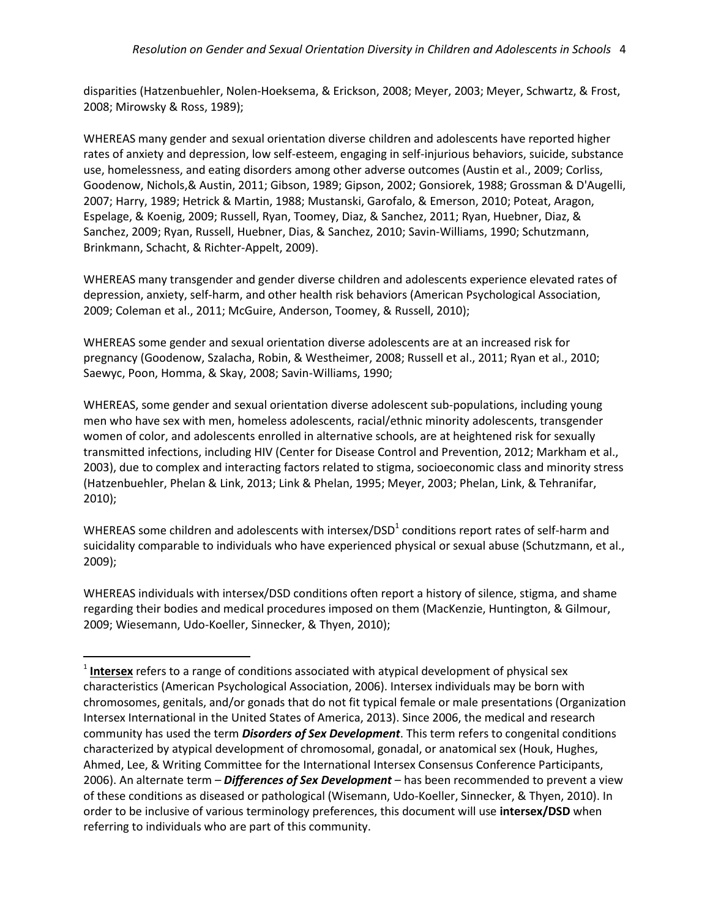disparities (Hatzenbuehler, Nolen-Hoeksema, & Erickson, 2008; Meyer, 2003; Meyer, Schwartz, & Frost, 2008; Mirowsky & Ross, 1989);

WHEREAS many gender and sexual orientation diverse children and adolescents have reported higher rates of anxiety and depression, low self-esteem, engaging in self-injurious behaviors, suicide, substance use, homelessness, and eating disorders among other adverse outcomes (Austin et al., 2009; Corliss, Goodenow, Nichols,& Austin, 2011; Gibson, 1989; Gipson, 2002; Gonsiorek, 1988; Grossman & D'Augelli, 2007; Harry, 1989; Hetrick & Martin, 1988; Mustanski, Garofalo, & Emerson, 2010; Poteat, Aragon, Espelage, & Koenig, 2009; Russell, Ryan, Toomey, Diaz, & Sanchez, 2011; Ryan, Huebner, Diaz, & Sanchez, 2009; Ryan, Russell, Huebner, Dias, & Sanchez, 2010; Savin-Williams, 1990; Schutzmann, Brinkmann, Schacht, & Richter-Appelt, 2009).

WHEREAS many transgender and gender diverse children and adolescents experience elevated rates of depression, anxiety, self-harm, and other health risk behaviors (American Psychological Association, 2009; Coleman et al., 2011; McGuire, Anderson, Toomey, & Russell, 2010);

WHEREAS some gender and sexual orientation diverse adolescents are at an increased risk for pregnancy (Goodenow, Szalacha, Robin, & Westheimer, 2008; Russell et al., 2011; Ryan et al., 2010; Saewyc, Poon, Homma, & Skay, 2008; Savin-Williams, 1990;

WHEREAS, some gender and sexual orientation diverse adolescent sub-populations, including young men who have sex with men, homeless adolescents, racial/ethnic minority adolescents, transgender women of color, and adolescents enrolled in alternative schools, are at heightened risk for sexually transmitted infections, including HIV (Center for Disease Control and Prevention, 2012; Markham et al., 2003), due to complex and interacting factors related to stigma, socioeconomic class and minority stress (Hatzenbuehler, Phelan & Link, 2013; Link & Phelan, 1995; Meyer, 2003; Phelan, Link, & Tehranifar, 2010);

WHEREAS some children and adolescents with intersex/DSD[1] conditions report rates of self-harm and suicidality comparable to individuals who have experienced physical or sexual abuse (Schutzmann, et al., 2009);

WHEREAS individuals with intersex/DSD conditions often report a history of silence, stigma, and shame regarding their bodies and medical procedures imposed on them (MacKenzie, Huntington, & Gilmour, 2009; Wiesemann, Udo-Koeller, Sinnecker, & Thyen, 2010);

---

[1] **Intersex** refers to a range of conditions associated with atypical development of physical sex characteristics (American Psychological Association, 2006). Intersex individuals may be born with chromosomes, genitals, and/or gonads that do not fit typical female or male presentations (Organization Intersex International in the United States of America, 2013). Since 2006, the medical and research community has used the term ***Disorders of Sex Development***. This term refers to congenital conditions characterized by atypical development of chromosomal, gonadal, or anatomical sex (Houk, Hughes, Ahmed, Lee, & Writing Committee for the International Intersex Consensus Conference Participants, 2006). An alternate term – ***Differences of Sex Development*** – has been recommended to prevent a view of these conditions as diseased or pathological (Wisemann, Udo-Koeller, Sinnecker, & Thyen, 2010). In order to be inclusive of various terminology preferences, this document will use **intersex/DSD** when referring to individuals who are part of this community.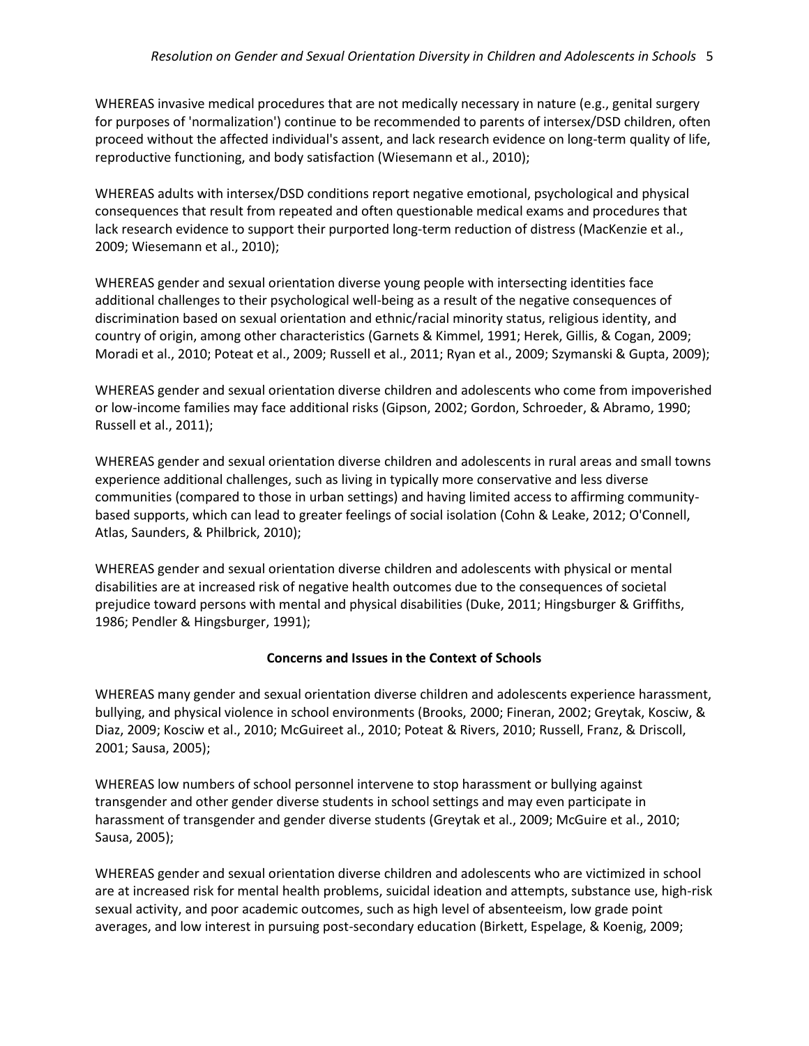WHEREAS invasive medical procedures that are not medically necessary in nature (e.g., genital surgery for purposes of 'normalization') continue to be recommended to parents of intersex/DSD children, often proceed without the affected individual's assent, and lack research evidence on long-term quality of life, reproductive functioning, and body satisfaction (Wiesemann et al., 2010);

WHEREAS adults with intersex/DSD conditions report negative emotional, psychological and physical consequences that result from repeated and often questionable medical exams and procedures that lack research evidence to support their purported long-term reduction of distress (MacKenzie et al., 2009; Wiesemann et al., 2010);

WHEREAS gender and sexual orientation diverse young people with intersecting identities face additional challenges to their psychological well-being as a result of the negative consequences of discrimination based on sexual orientation and ethnic/racial minority status, religious identity, and country of origin, among other characteristics (Garnets & Kimmel, 1991; Herek, Gillis, & Cogan, 2009; Moradi et al., 2010; Poteat et al., 2009; Russell et al., 2011; Ryan et al., 2009; Szymanski & Gupta, 2009);

WHEREAS gender and sexual orientation diverse children and adolescents who come from impoverished or low-income families may face additional risks (Gipson, 2002; Gordon, Schroeder, & Abramo, 1990; Russell et al., 2011);

WHEREAS gender and sexual orientation diverse children and adolescents in rural areas and small towns experience additional challenges, such as living in typically more conservative and less diverse communities (compared to those in urban settings) and having limited access to affirming community-based supports, which can lead to greater feelings of social isolation (Cohn & Leake, 2012; O'Connell, Atlas, Saunders, & Philbrick, 2010);

WHEREAS gender and sexual orientation diverse children and adolescents with physical or mental disabilities are at increased risk of negative health outcomes due to the consequences of societal prejudice toward persons with mental and physical disabilities (Duke, 2011; Hingsburger & Griffiths, 1986; Pendler & Hingsburger, 1991);

**Concerns and Issues in the Context of Schools**

WHEREAS many gender and sexual orientation diverse children and adolescents experience harassment, bullying, and physical violence in school environments (Brooks, 2000; Fineran, 2002; Greytak, Kosciw, & Diaz, 2009; Kosciw et al., 2010; McGuireet al., 2010; Poteat & Rivers, 2010; Russell, Franz, & Driscoll, 2001; Sausa, 2005);

WHEREAS low numbers of school personnel intervene to stop harassment or bullying against transgender and other gender diverse students in school settings and may even participate in harassment of transgender and gender diverse students (Greytak et al., 2009; McGuire et al., 2010; Sausa, 2005);

WHEREAS gender and sexual orientation diverse children and adolescents who are victimized in school are at increased risk for mental health problems, suicidal ideation and attempts, substance use, high-risk sexual activity, and poor academic outcomes, such as high level of absenteeism, low grade point averages, and low interest in pursuing post-secondary education (Birkett, Espelage, & Koenig, 2009;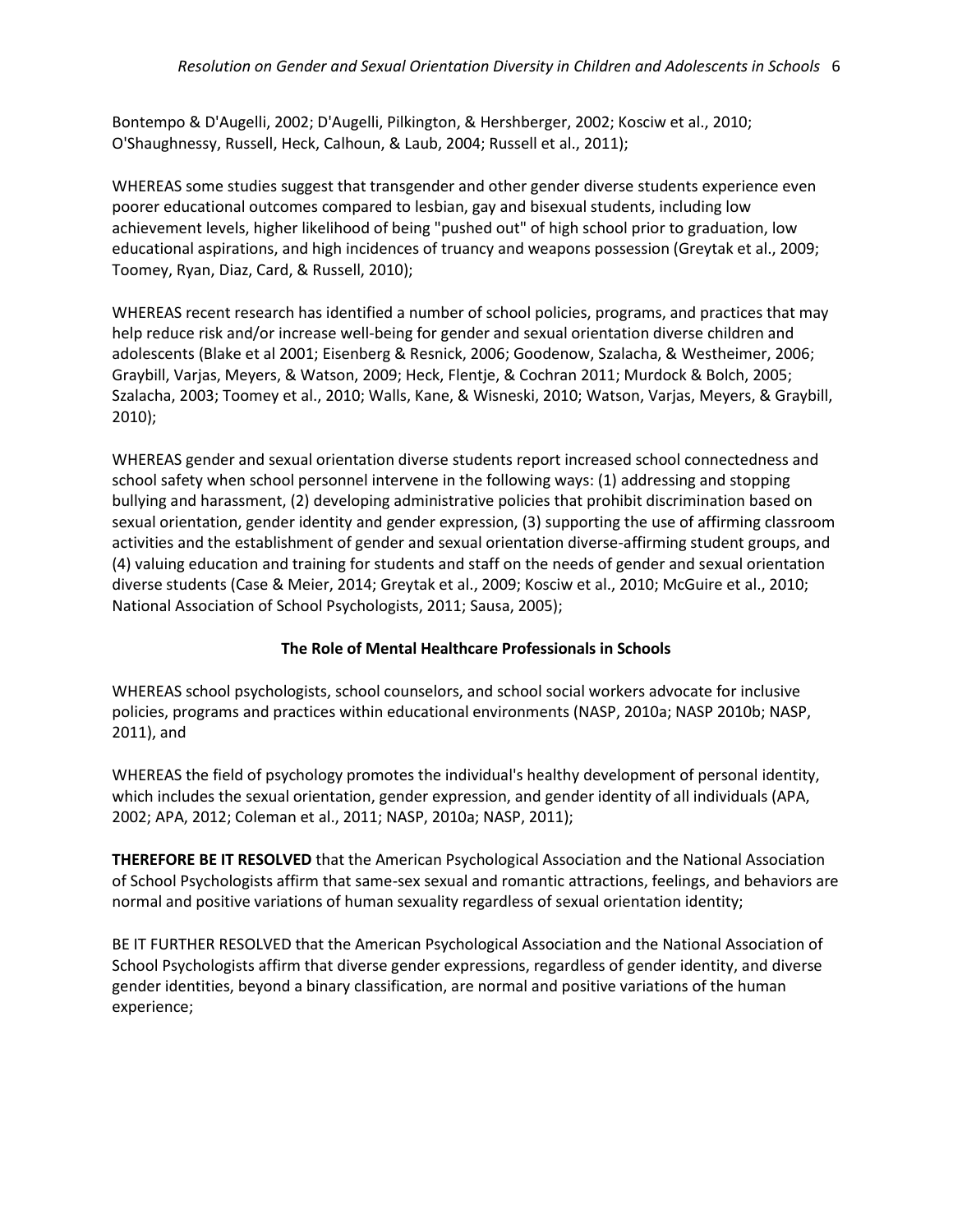Bontempo & D'Augelli, 2002; D'Augelli, Pilkington, & Hershberger, 2002; Kosciw et al., 2010; O'Shaughnessy, Russell, Heck, Calhoun, & Laub, 2004; Russell et al., 2011);

WHEREAS some studies suggest that transgender and other gender diverse students experience even poorer educational outcomes compared to lesbian, gay and bisexual students, including low achievement levels, higher likelihood of being "pushed out" of high school prior to graduation, low educational aspirations, and high incidences of truancy and weapons possession (Greytak et al., 2009; Toomey, Ryan, Diaz, Card, & Russell, 2010);

WHEREAS recent research has identified a number of school policies, programs, and practices that may help reduce risk and/or increase well-being for gender and sexual orientation diverse children and adolescents (Blake et al 2001; Eisenberg & Resnick, 2006; Goodenow, Szalacha, & Westheimer, 2006; Graybill, Varjas, Meyers, & Watson, 2009; Heck, Flentje, & Cochran 2011; Murdock & Bolch, 2005; Szalacha, 2003; Toomey et al., 2010; Walls, Kane, & Wisneski, 2010; Watson, Varjas, Meyers, & Graybill, 2010);

WHEREAS gender and sexual orientation diverse students report increased school connectedness and school safety when school personnel intervene in the following ways: (1) addressing and stopping bullying and harassment, (2) developing administrative policies that prohibit discrimination based on sexual orientation, gender identity and gender expression, (3) supporting the use of affirming classroom activities and the establishment of gender and sexual orientation diverse-affirming student groups, and (4) valuing education and training for students and staff on the needs of gender and sexual orientation diverse students (Case & Meier, 2014; Greytak et al., 2009; Kosciw et al., 2010; McGuire et al., 2010; National Association of School Psychologists, 2011; Sausa, 2005);

## The Role of Mental Healthcare Professionals in Schools

WHEREAS school psychologists, school counselors, and school social workers advocate for inclusive policies, programs and practices within educational environments (NASP, 2010a; NASP 2010b; NASP, 2011), and

WHEREAS the field of psychology promotes the individual's healthy development of personal identity, which includes the sexual orientation, gender expression, and gender identity of all individuals (APA, 2002; APA, 2012; Coleman et al., 2011; NASP, 2010a; NASP, 2011);

**THEREFORE BE IT RESOLVED** that the American Psychological Association and the National Association of School Psychologists affirm that same-sex sexual and romantic attractions, feelings, and behaviors are normal and positive variations of human sexuality regardless of sexual orientation identity;

BE IT FURTHER RESOLVED that the American Psychological Association and the National Association of School Psychologists affirm that diverse gender expressions, regardless of gender identity, and diverse gender identities, beyond a binary classification, are normal and positive variations of the human experience;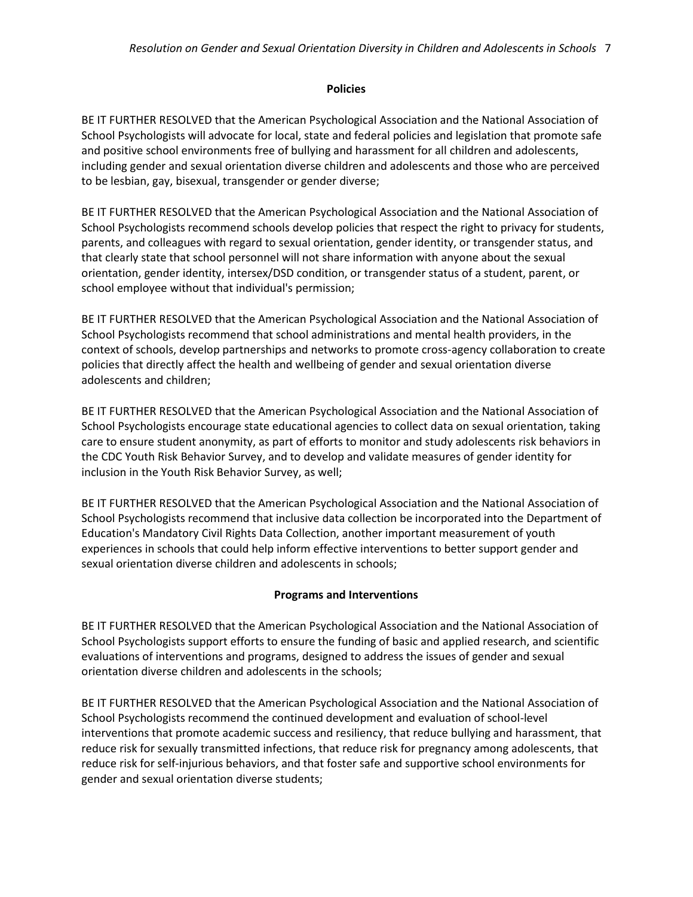### Policies

BE IT FURTHER RESOLVED that the American Psychological Association and the National Association of School Psychologists will advocate for local, state and federal policies and legislation that promote safe and positive school environments free of bullying and harassment for all children and adolescents, including gender and sexual orientation diverse children and adolescents and those who are perceived to be lesbian, gay, bisexual, transgender or gender diverse;

BE IT FURTHER RESOLVED that the American Psychological Association and the National Association of School Psychologists recommend schools develop policies that respect the right to privacy for students, parents, and colleagues with regard to sexual orientation, gender identity, or transgender status, and that clearly state that school personnel will not share information with anyone about the sexual orientation, gender identity, intersex/DSD condition, or transgender status of a student, parent, or school employee without that individual's permission;

BE IT FURTHER RESOLVED that the American Psychological Association and the National Association of School Psychologists recommend that school administrations and mental health providers, in the context of schools, develop partnerships and networks to promote cross-agency collaboration to create policies that directly affect the health and wellbeing of gender and sexual orientation diverse adolescents and children;

BE IT FURTHER RESOLVED that the American Psychological Association and the National Association of School Psychologists encourage state educational agencies to collect data on sexual orientation, taking care to ensure student anonymity, as part of efforts to monitor and study adolescents risk behaviors in the CDC Youth Risk Behavior Survey, and to develop and validate measures of gender identity for inclusion in the Youth Risk Behavior Survey, as well;

BE IT FURTHER RESOLVED that the American Psychological Association and the National Association of School Psychologists recommend that inclusive data collection be incorporated into the Department of Education's Mandatory Civil Rights Data Collection, another important measurement of youth experiences in schools that could help inform effective interventions to better support gender and sexual orientation diverse children and adolescents in schools;

### Programs and Interventions

BE IT FURTHER RESOLVED that the American Psychological Association and the National Association of School Psychologists support efforts to ensure the funding of basic and applied research, and scientific evaluations of interventions and programs, designed to address the issues of gender and sexual orientation diverse children and adolescents in the schools;

BE IT FURTHER RESOLVED that the American Psychological Association and the National Association of School Psychologists recommend the continued development and evaluation of school-level interventions that promote academic success and resiliency, that reduce bullying and harassment, that reduce risk for sexually transmitted infections, that reduce risk for pregnancy among adolescents, that reduce risk for self-injurious behaviors, and that foster safe and supportive school environments for gender and sexual orientation diverse students;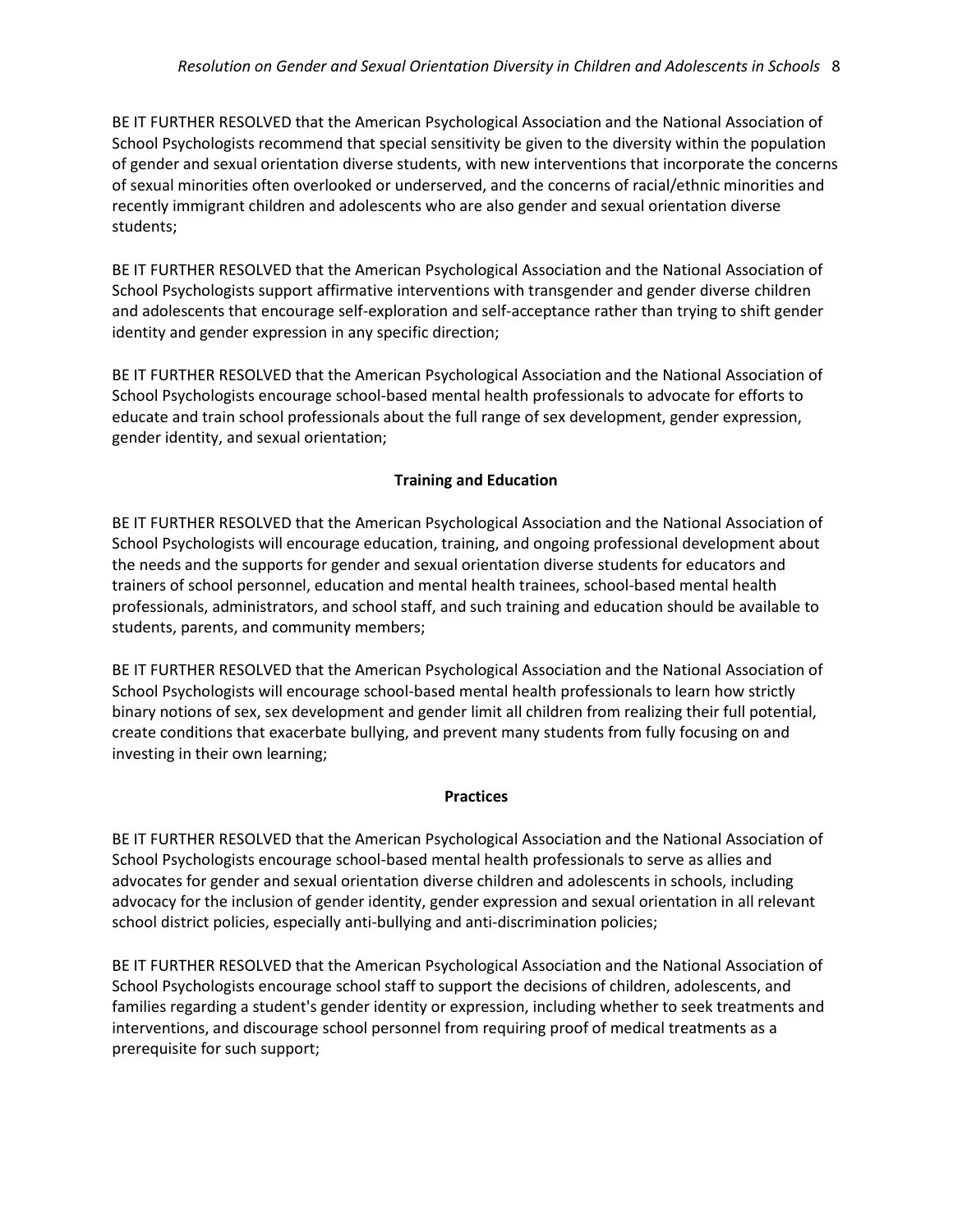BE IT FURTHER RESOLVED that the American Psychological Association and the National Association of School Psychologists recommend that special sensitivity be given to the diversity within the population of gender and sexual orientation diverse students, with new interventions that incorporate the concerns of sexual minorities often overlooked or underserved, and the concerns of racial/ethnic minorities and recently immigrant children and adolescents who are also gender and sexual orientation diverse students;

BE IT FURTHER RESOLVED that the American Psychological Association and the National Association of School Psychologists support affirmative interventions with transgender and gender diverse children and adolescents that encourage self-exploration and self-acceptance rather than trying to shift gender identity and gender expression in any specific direction;

BE IT FURTHER RESOLVED that the American Psychological Association and the National Association of School Psychologists encourage school-based mental health professionals to advocate for efforts to educate and train school professionals about the full range of sex development, gender expression, gender identity, and sexual orientation;

**Training and Education**

BE IT FURTHER RESOLVED that the American Psychological Association and the National Association of School Psychologists will encourage education, training, and ongoing professional development about the needs and the supports for gender and sexual orientation diverse students for educators and trainers of school personnel, education and mental health trainees, school-based mental health professionals, administrators, and school staff, and such training and education should be available to students, parents, and community members;

BE IT FURTHER RESOLVED that the American Psychological Association and the National Association of School Psychologists will encourage school-based mental health professionals to learn how strictly binary notions of sex, sex development and gender limit all children from realizing their full potential, create conditions that exacerbate bullying, and prevent many students from fully focusing on and investing in their own learning;

**Practices**

BE IT FURTHER RESOLVED that the American Psychological Association and the National Association of School Psychologists encourage school-based mental health professionals to serve as allies and advocates for gender and sexual orientation diverse children and adolescents in schools, including advocacy for the inclusion of gender identity, gender expression and sexual orientation in all relevant school district policies, especially anti-bullying and anti-discrimination policies;

BE IT FURTHER RESOLVED that the American Psychological Association and the National Association of School Psychologists encourage school staff to support the decisions of children, adolescents, and families regarding a student's gender identity or expression, including whether to seek treatments and interventions, and discourage school personnel from requiring proof of medical treatments as a prerequisite for such support;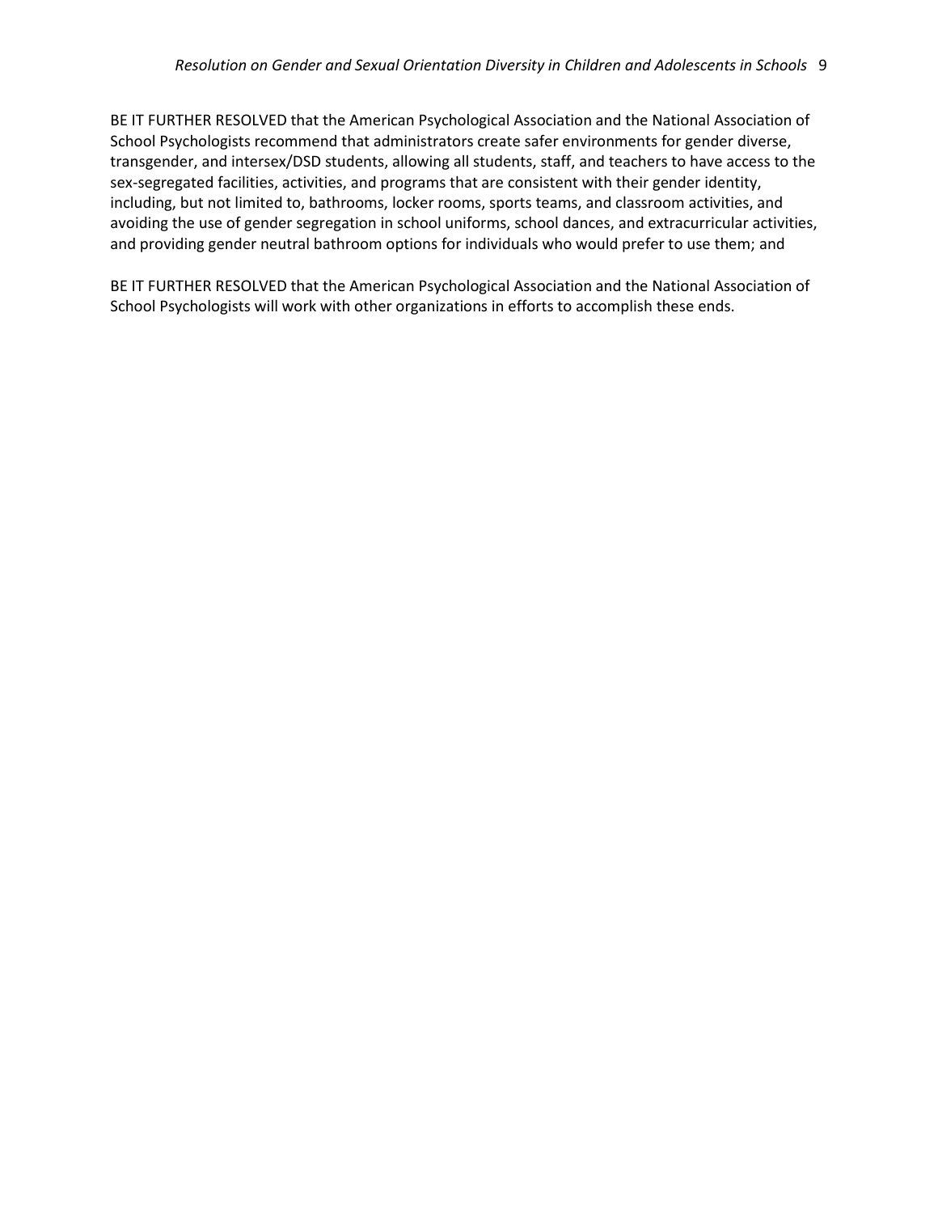BE IT FURTHER RESOLVED that the American Psychological Association and the National Association of School Psychologists recommend that administrators create safer environments for gender diverse, transgender, and intersex/DSD students, allowing all students, staff, and teachers to have access to the sex-segregated facilities, activities, and programs that are consistent with their gender identity, including, but not limited to, bathrooms, locker rooms, sports teams, and classroom activities, and avoiding the use of gender segregation in school uniforms, school dances, and extracurricular activities, and providing gender neutral bathroom options for individuals who would prefer to use them; and

BE IT FURTHER RESOLVED that the American Psychological Association and the National Association of School Psychologists will work with other organizations in efforts to accomplish these ends.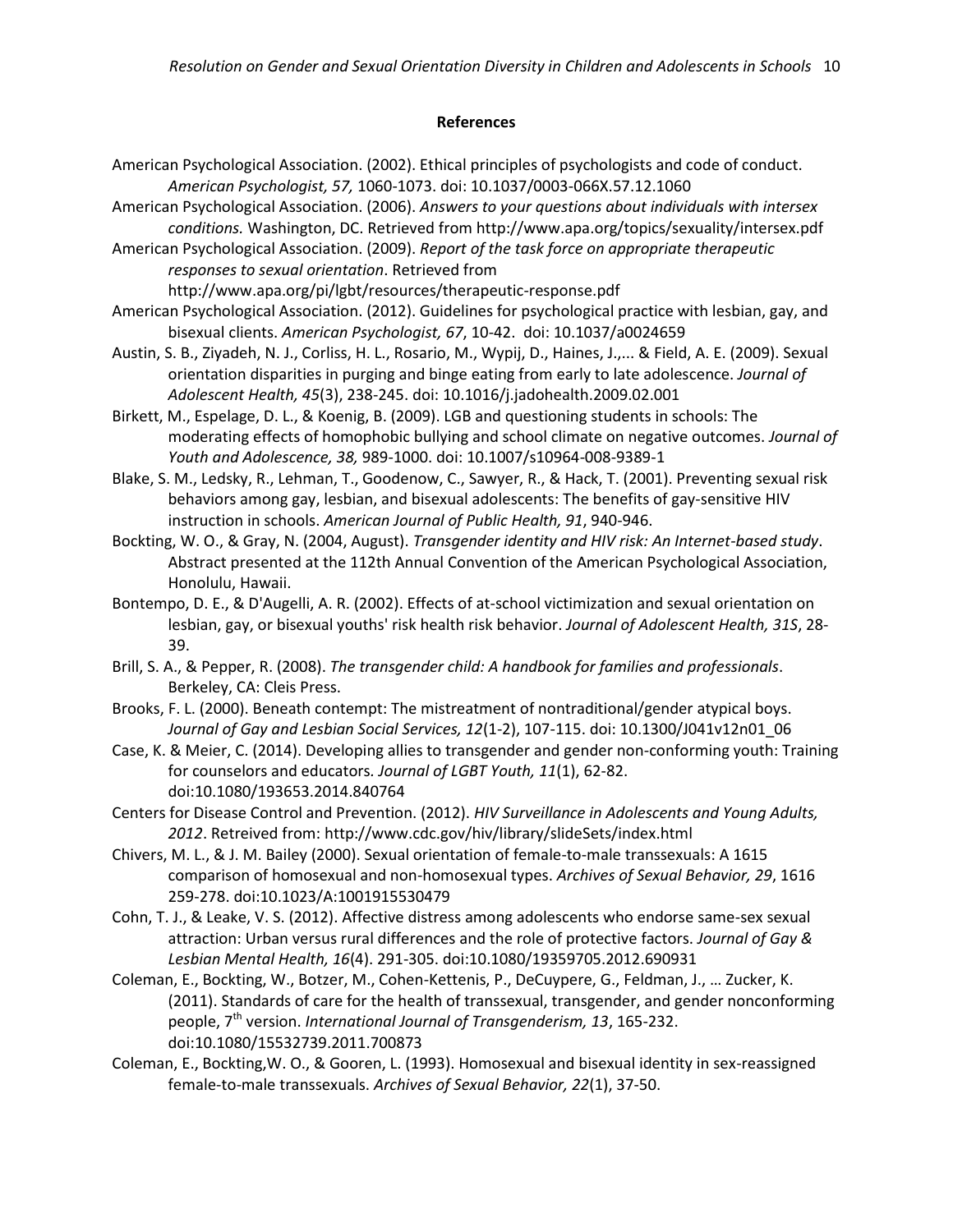## References

American Psychological Association. (2002). Ethical principles of psychologists and code of conduct. *American Psychologist, 57,* 1060-1073. doi: 10.1037/0003-066X.57.12.1060

American Psychological Association. (2006). *Answers to your questions about individuals with intersex conditions.* Washington, DC. Retrieved from http://www.apa.org/topics/sexuality/intersex.pdf

American Psychological Association. (2009). *Report of the task force on appropriate therapeutic responses to sexual orientation*. Retrieved from http://www.apa.org/pi/lgbt/resources/therapeutic-response.pdf

American Psychological Association. (2012). Guidelines for psychological practice with lesbian, gay, and bisexual clients. *American Psychologist, 67*, 10-42. doi: 10.1037/a0024659

Austin, S. B., Ziyadeh, N. J., Corliss, H. L., Rosario, M., Wypij, D., Haines, J.,... & Field, A. E. (2009). Sexual orientation disparities in purging and binge eating from early to late adolescence. *Journal of Adolescent Health, 45*(3), 238-245. doi: 10.1016/j.jadohealth.2009.02.001

Birkett, M., Espelage, D. L., & Koenig, B. (2009). LGB and questioning students in schools: The moderating effects of homophobic bullying and school climate on negative outcomes. *Journal of Youth and Adolescence, 38,* 989-1000. doi: 10.1007/s10964-008-9389-1

Blake, S. M., Ledsky, R., Lehman, T., Goodenow, C., Sawyer, R., & Hack, T. (2001). Preventing sexual risk behaviors among gay, lesbian, and bisexual adolescents: The benefits of gay-sensitive HIV instruction in schools. *American Journal of Public Health, 91*, 940-946.

Bockting, W. O., & Gray, N. (2004, August). *Transgender identity and HIV risk: An Internet-based study*. Abstract presented at the 112th Annual Convention of the American Psychological Association, Honolulu, Hawaii.

Bontempo, D. E., & D'Augelli, A. R. (2002). Effects of at-school victimization and sexual orientation on lesbian, gay, or bisexual youths' risk health risk behavior. *Journal of Adolescent Health, 31S*, 28-39.

Brill, S. A., & Pepper, R. (2008). *The transgender child: A handbook for families and professionals*. Berkeley, CA: Cleis Press.

Brooks, F. L. (2000). Beneath contempt: The mistreatment of nontraditional/gender atypical boys. *Journal of Gay and Lesbian Social Services, 12*(1-2), 107-115. doi: 10.1300/J041v12n01_06

Case, K. & Meier, C. (2014). Developing allies to transgender and gender non-conforming youth: Training for counselors and educators. *Journal of LGBT Youth, 11*(1), 62-82. doi:10.1080/193653.2014.840764

Centers for Disease Control and Prevention. (2012). *HIV Surveillance in Adolescents and Young Adults, 2012*. Retreived from: http://www.cdc.gov/hiv/library/slideSets/index.html

Chivers, M. L., & J. M. Bailey (2000). Sexual orientation of female-to-male transsexuals: A 1615 comparison of homosexual and non-homosexual types. *Archives of Sexual Behavior, 29*, 1616 259-278. doi:10.1023/A:1001915530479

Cohn, T. J., & Leake, V. S. (2012). Affective distress among adolescents who endorse same-sex sexual attraction: Urban versus rural differences and the role of protective factors. *Journal of Gay & Lesbian Mental Health, 16*(4). 291-305. doi:10.1080/19359705.2012.690931

Coleman, E., Bockting, W., Botzer, M., Cohen-Kettenis, P., DeCuypere, G., Feldman, J., … Zucker, K. (2011). Standards of care for the health of transsexual, transgender, and gender nonconforming people, 7th version. *International Journal of Transgenderism, 13*, 165-232. doi:10.1080/15532739.2011.700873

Coleman, E., Bockting,W. O., & Gooren, L. (1993). Homosexual and bisexual identity in sex-reassigned female-to-male transsexuals. *Archives of Sexual Behavior, 22*(1), 37-50.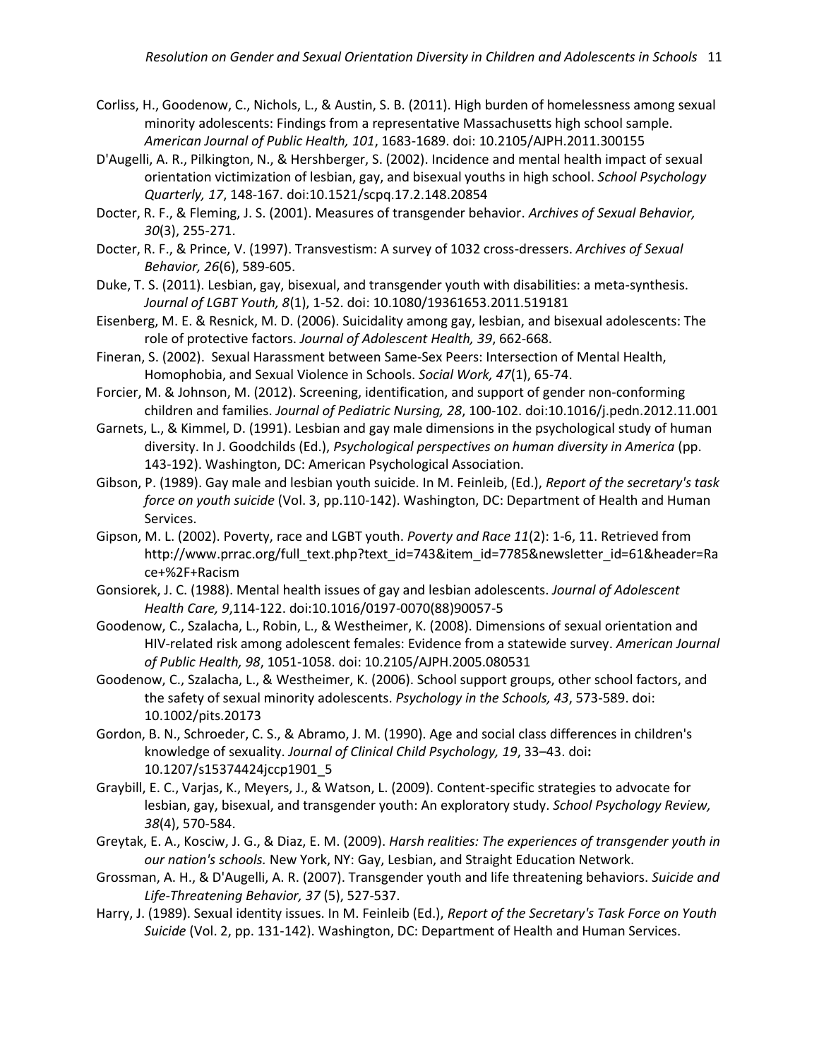Corliss, H., Goodenow, C., Nichols, L., & Austin, S. B. (2011). High burden of homelessness among sexual minority adolescents: Findings from a representative Massachusetts high school sample. *American Journal of Public Health, 101*, 1683-1689. doi: 10.2105/AJPH.2011.300155

D'Augelli, A. R., Pilkington, N., & Hershberger, S. (2002). Incidence and mental health impact of sexual orientation victimization of lesbian, gay, and bisexual youths in high school. *School Psychology Quarterly, 17*, 148-167. doi:10.1521/scpq.17.2.148.20854

Docter, R. F., & Fleming, J. S. (2001). Measures of transgender behavior. *Archives of Sexual Behavior, 30*(3), 255-271.

Docter, R. F., & Prince, V. (1997). Transvestism: A survey of 1032 cross-dressers. *Archives of Sexual Behavior, 26*(6), 589-605.

Duke, T. S. (2011). Lesbian, gay, bisexual, and transgender youth with disabilities: a meta-synthesis. *Journal of LGBT Youth, 8*(1), 1-52. doi: 10.1080/19361653.2011.519181

Eisenberg, M. E. & Resnick, M. D. (2006). Suicidality among gay, lesbian, and bisexual adolescents: The role of protective factors. *Journal of Adolescent Health, 39*, 662-668.

Fineran, S. (2002). Sexual Harassment between Same-Sex Peers: Intersection of Mental Health, Homophobia, and Sexual Violence in Schools. *Social Work, 47*(1), 65-74.

Forcier, M. & Johnson, M. (2012). Screening, identification, and support of gender non-conforming children and families. *Journal of Pediatric Nursing, 28*, 100-102. doi:10.1016/j.pedn.2012.11.001

Garnets, L., & Kimmel, D. (1991). Lesbian and gay male dimensions in the psychological study of human diversity. In J. Goodchilds (Ed.), *Psychological perspectives on human diversity in America* (pp. 143-192). Washington, DC: American Psychological Association.

Gibson, P. (1989). Gay male and lesbian youth suicide. In M. Feinleib, (Ed.), *Report of the secretary's task force on youth suicide* (Vol. 3, pp.110-142). Washington, DC: Department of Health and Human Services.

Gipson, M. L. (2002). Poverty, race and LGBT youth. *Poverty and Race 11*(2): 1-6, 11. Retrieved from http://www.prrac.org/full_text.php?text_id=743&item_id=7785&newsletter_id=61&header=Race+%2F+Racism

Gonsiorek, J. C. (1988). Mental health issues of gay and lesbian adolescents. *Journal of Adolescent Health Care, 9*,114-122. doi:10.1016/0197-0070(88)90057-5

Goodenow, C., Szalacha, L., Robin, L., & Westheimer, K. (2008). Dimensions of sexual orientation and HIV-related risk among adolescent females: Evidence from a statewide survey. *American Journal of Public Health, 98*, 1051-1058. doi: 10.2105/AJPH.2005.080531

Goodenow, C., Szalacha, L., & Westheimer, K. (2006). School support groups, other school factors, and the safety of sexual minority adolescents. *Psychology in the Schools, 43*, 573-589. doi: 10.1002/pits.20173

Gordon, B. N., Schroeder, C. S., & Abramo, J. M. (1990). Age and social class differences in children's knowledge of sexuality. *Journal of Clinical Child Psychology, 19*, 33–43. doi**:** 10.1207/s15374424jccp1901_5

Graybill, E. C., Varjas, K., Meyers, J., & Watson, L. (2009). Content-specific strategies to advocate for lesbian, gay, bisexual, and transgender youth: An exploratory study. *School Psychology Review, 38*(4), 570-584.

Greytak, E. A., Kosciw, J. G., & Diaz, E. M. (2009). *Harsh realities: The experiences of transgender youth in our nation's schools.* New York, NY: Gay, Lesbian, and Straight Education Network.

Grossman, A. H., & D'Augelli, A. R. (2007). Transgender youth and life threatening behaviors. *Suicide and Life-Threatening Behavior, 37* (5), 527-537.

Harry, J. (1989). Sexual identity issues. In M. Feinleib (Ed.), *Report of the Secretary's Task Force on Youth Suicide* (Vol. 2, pp. 131-142). Washington, DC: Department of Health and Human Services.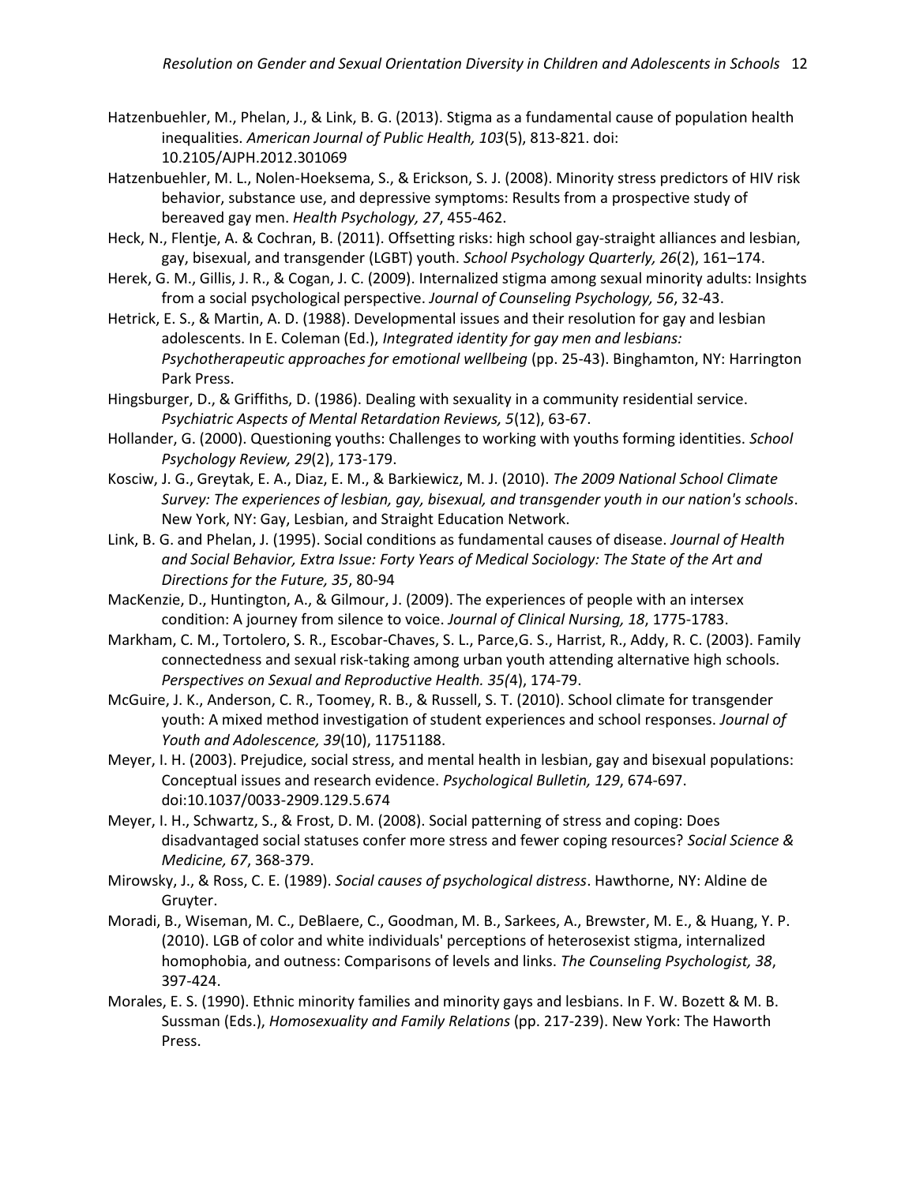Hatzenbuehler, M., Phelan, J., & Link, B. G. (2013). Stigma as a fundamental cause of population health inequalities. *American Journal of Public Health, 103*(5), 813-821. doi: 10.2105/AJPH.2012.301069

Hatzenbuehler, M. L., Nolen-Hoeksema, S., & Erickson, S. J. (2008). Minority stress predictors of HIV risk behavior, substance use, and depressive symptoms: Results from a prospective study of bereaved gay men. *Health Psychology, 27*, 455-462.

Heck, N., Flentje, A. & Cochran, B. (2011). Offsetting risks: high school gay-straight alliances and lesbian, gay, bisexual, and transgender (LGBT) youth. *School Psychology Quarterly, 26*(2), 161–174.

Herek, G. M., Gillis, J. R., & Cogan, J. C. (2009). Internalized stigma among sexual minority adults: Insights from a social psychological perspective. *Journal of Counseling Psychology, 56*, 32-43.

Hetrick, E. S., & Martin, A. D. (1988). Developmental issues and their resolution for gay and lesbian adolescents. In E. Coleman (Ed.), *Integrated identity for gay men and lesbians: Psychotherapeutic approaches for emotional wellbeing* (pp. 25-43). Binghamton, NY: Harrington Park Press.

Hingsburger, D., & Griffiths, D. (1986). Dealing with sexuality in a community residential service. *Psychiatric Aspects of Mental Retardation Reviews, 5*(12), 63-67.

Hollander, G. (2000). Questioning youths: Challenges to working with youths forming identities. *School Psychology Review, 29*(2), 173-179.

Kosciw, J. G., Greytak, E. A., Diaz, E. M., & Barkiewicz, M. J. (2010). *The 2009 National School Climate Survey: The experiences of lesbian, gay, bisexual, and transgender youth in our nation's schools*. New York, NY: Gay, Lesbian, and Straight Education Network.

Link, B. G. and Phelan, J. (1995). Social conditions as fundamental causes of disease. *Journal of Health and Social Behavior, Extra Issue: Forty Years of Medical Sociology: The State of the Art and Directions for the Future, 35*, 80-94

MacKenzie, D., Huntington, A., & Gilmour, J. (2009). The experiences of people with an intersex condition: A journey from silence to voice. *Journal of Clinical Nursing, 18*, 1775-1783.

Markham, C. M., Tortolero, S. R., Escobar-Chaves, S. L., Parce,G. S., Harrist, R., Addy, R. C. (2003). Family connectedness and sexual risk-taking among urban youth attending alternative high schools. *Perspectives on Sexual and Reproductive Health. 35(*4), 174-79.

McGuire, J. K., Anderson, C. R., Toomey, R. B., & Russell, S. T. (2010). School climate for transgender youth: A mixed method investigation of student experiences and school responses. *Journal of Youth and Adolescence, 39*(10), 11751188.

Meyer, I. H. (2003). Prejudice, social stress, and mental health in lesbian, gay and bisexual populations: Conceptual issues and research evidence. *Psychological Bulletin, 129*, 674-697. doi:10.1037/0033-2909.129.5.674

Meyer, I. H., Schwartz, S., & Frost, D. M. (2008). Social patterning of stress and coping: Does disadvantaged social statuses confer more stress and fewer coping resources? *Social Science & Medicine, 67*, 368-379.

Mirowsky, J., & Ross, C. E. (1989). *Social causes of psychological distress*. Hawthorne, NY: Aldine de Gruyter.

Moradi, B., Wiseman, M. C., DeBlaere, C., Goodman, M. B., Sarkees, A., Brewster, M. E., & Huang, Y. P. (2010). LGB of color and white individuals' perceptions of heterosexist stigma, internalized homophobia, and outness: Comparisons of levels and links. *The Counseling Psychologist, 38*, 397-424.

Morales, E. S. (1990). Ethnic minority families and minority gays and lesbians. In F. W. Bozett & M. B. Sussman (Eds.), *Homosexuality and Family Relations* (pp. 217-239). New York: The Haworth Press.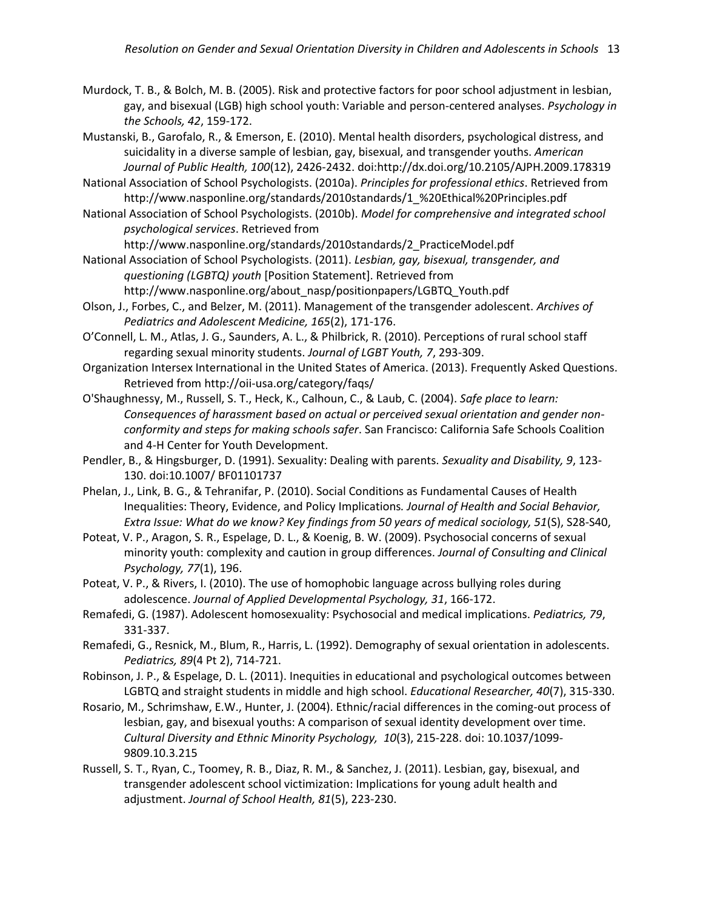Murdock, T. B., & Bolch, M. B. (2005). Risk and protective factors for poor school adjustment in lesbian, gay, and bisexual (LGB) high school youth: Variable and person-centered analyses. *Psychology in the Schools, 42*, 159-172.

Mustanski, B., Garofalo, R., & Emerson, E. (2010). Mental health disorders, psychological distress, and suicidality in a diverse sample of lesbian, gay, bisexual, and transgender youths. *American Journal of Public Health, 100*(12), 2426-2432. doi:http://dx.doi.org/10.2105/AJPH.2009.178319

National Association of School Psychologists. (2010a). *Principles for professional ethics*. Retrieved from http://www.nasponline.org/standards/2010standards/1_%20Ethical%20Principles.pdf

National Association of School Psychologists. (2010b). *Model for comprehensive and integrated school psychological services*. Retrieved from http://www.nasponline.org/standards/2010standards/2_PracticeModel.pdf

National Association of School Psychologists. (2011). *Lesbian, gay, bisexual, transgender, and questioning (LGBTQ) youth* [Position Statement]. Retrieved from http://www.nasponline.org/about_nasp/positionpapers/LGBTQ_Youth.pdf

Olson, J., Forbes, C., and Belzer, M. (2011). Management of the transgender adolescent. *Archives of Pediatrics and Adolescent Medicine, 165*(2), 171-176.

O'Connell, L. M., Atlas, J. G., Saunders, A. L., & Philbrick, R. (2010). Perceptions of rural school staff regarding sexual minority students. *Journal of LGBT Youth, 7*, 293-309.

Organization Intersex International in the United States of America. (2013). Frequently Asked Questions. Retrieved from http://oii-usa.org/category/faqs/

O'Shaughnessy, M., Russell, S. T., Heck, K., Calhoun, C., & Laub, C. (2004). *Safe place to learn: Consequences of harassment based on actual or perceived sexual orientation and gender non-conformity and steps for making schools safer*. San Francisco: California Safe Schools Coalition and 4-H Center for Youth Development.

Pendler, B., & Hingsburger, D. (1991). Sexuality: Dealing with parents. *Sexuality and Disability, 9*, 123-130. doi:10.1007/ BF01101737

Phelan, J., Link, B. G., & Tehranifar, P. (2010). Social Conditions as Fundamental Causes of Health Inequalities: Theory, Evidence, and Policy Implications*. Journal of Health and Social Behavior, Extra Issue: What do we know? Key findings from 50 years of medical sociology, 51*(S), S28-S40,

Poteat, V. P., Aragon, S. R., Espelage, D. L., & Koenig, B. W. (2009). Psychosocial concerns of sexual minority youth: complexity and caution in group differences. *Journal of Consulting and Clinical Psychology, 77*(1), 196.

Poteat, V. P., & Rivers, I. (2010). The use of homophobic language across bullying roles during adolescence. *Journal of Applied Developmental Psychology, 31*, 166-172.

Remafedi, G. (1987). Adolescent homosexuality: Psychosocial and medical implications. *Pediatrics, 79*, 331-337.

Remafedi, G., Resnick, M., Blum, R., Harris, L. (1992). Demography of sexual orientation in adolescents. *Pediatrics, 89*(4 Pt 2), 714-721.

Robinson, J. P., & Espelage, D. L. (2011). Inequities in educational and psychological outcomes between LGBTQ and straight students in middle and high school. *Educational Researcher, 40*(7), 315-330.

Rosario, M., Schrimshaw, E.W., Hunter, J. (2004). Ethnic/racial differences in the coming-out process of lesbian, gay, and bisexual youths: A comparison of sexual identity development over time. *Cultural Diversity and Ethnic Minority Psychology, 10*(3), 215-228. doi: 10.1037/1099-9809.10.3.215

Russell, S. T., Ryan, C., Toomey, R. B., Diaz, R. M., & Sanchez, J. (2011). Lesbian, gay, bisexual, and transgender adolescent school victimization: Implications for young adult health and adjustment. *Journal of School Health, 81*(5), 223-230.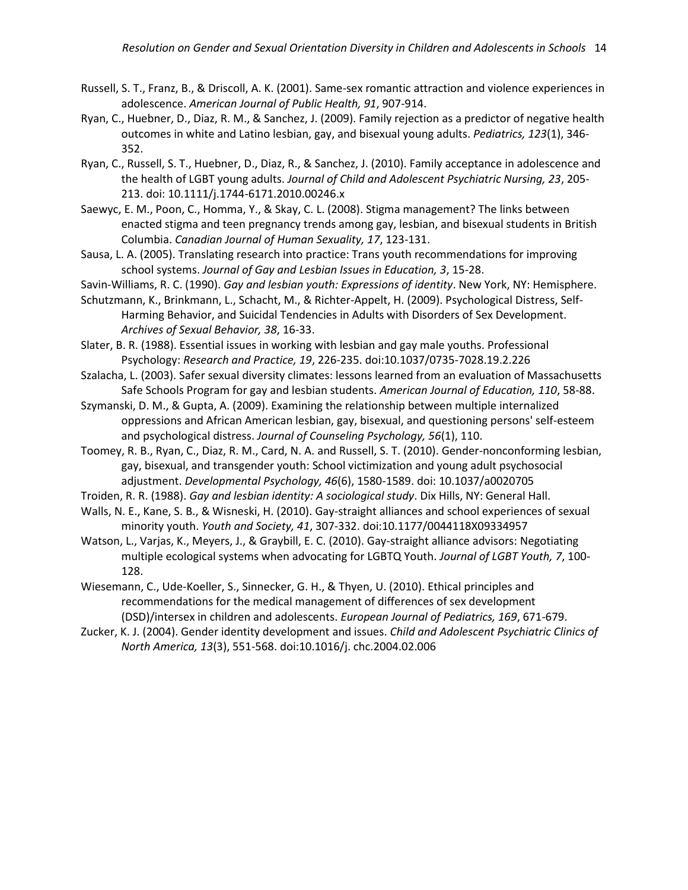Russell, S. T., Franz, B., & Driscoll, A. K. (2001). Same-sex romantic attraction and violence experiences in adolescence. *American Journal of Public Health, 91*, 907-914.

Ryan, C., Huebner, D., Diaz, R. M., & Sanchez, J. (2009). Family rejection as a predictor of negative health outcomes in white and Latino lesbian, gay, and bisexual young adults. *Pediatrics, 123*(1), 346-352.

Ryan, C., Russell, S. T., Huebner, D., Diaz, R., & Sanchez, J. (2010). Family acceptance in adolescence and the health of LGBT young adults. *Journal of Child and Adolescent Psychiatric Nursing, 23*, 205-213. doi: 10.1111/j.1744-6171.2010.00246.x

Saewyc, E. M., Poon, C., Homma, Y., & Skay, C. L. (2008). Stigma management? The links between enacted stigma and teen pregnancy trends among gay, lesbian, and bisexual students in British Columbia. *Canadian Journal of Human Sexuality, 17*, 123-131.

Sausa, L. A. (2005). Translating research into practice: Trans youth recommendations for improving school systems. *Journal of Gay and Lesbian Issues in Education, 3*, 15-28.

Savin-Williams, R. C. (1990). *Gay and lesbian youth: Expressions of identity*. New York, NY: Hemisphere.

Schutzmann, K., Brinkmann, L., Schacht, M., & Richter-Appelt, H. (2009). Psychological Distress, Self-Harming Behavior, and Suicidal Tendencies in Adults with Disorders of Sex Development. *Archives of Sexual Behavior, 38*, 16-33.

Slater, B. R. (1988). Essential issues in working with lesbian and gay male youths. Professional Psychology: *Research and Practice, 19*, 226-235. doi:10.1037/0735-7028.19.2.226

Szalacha, L. (2003). Safer sexual diversity climates: lessons learned from an evaluation of Massachusetts Safe Schools Program for gay and lesbian students. *American Journal of Education, 110*, 58-88.

Szymanski, D. M., & Gupta, A. (2009). Examining the relationship between multiple internalized oppressions and African American lesbian, gay, bisexual, and questioning persons' self-esteem and psychological distress. *Journal of Counseling Psychology, 56*(1), 110.

Toomey, R. B., Ryan, C., Diaz, R. M., Card, N. A. and Russell, S. T. (2010). Gender-nonconforming lesbian, gay, bisexual, and transgender youth: School victimization and young adult psychosocial adjustment. *Developmental Psychology, 46*(6), 1580-1589. doi: 10.1037/a0020705

Troiden, R. R. (1988). *Gay and lesbian identity: A sociological study*. Dix Hills, NY: General Hall.

Walls, N. E., Kane, S. B., & Wisneski, H. (2010). Gay-straight alliances and school experiences of sexual minority youth. *Youth and Society, 41*, 307-332. doi:10.1177/0044118X09334957

Watson, L., Varjas, K., Meyers, J., & Graybill, E. C. (2010). Gay-straight alliance advisors: Negotiating multiple ecological systems when advocating for LGBTQ Youth. *Journal of LGBT Youth, 7*, 100-128.

Wiesemann, C., Ude-Koeller, S., Sinnecker, G. H., & Thyen, U. (2010). Ethical principles and recommendations for the medical management of differences of sex development (DSD)/intersex in children and adolescents. *European Journal of Pediatrics, 169*, 671-679.

Zucker, K. J. (2004). Gender identity development and issues. *Child and Adolescent Psychiatric Clinics of North America, 13*(3), 551-568. doi:10.1016/j. chc.2004.02.006